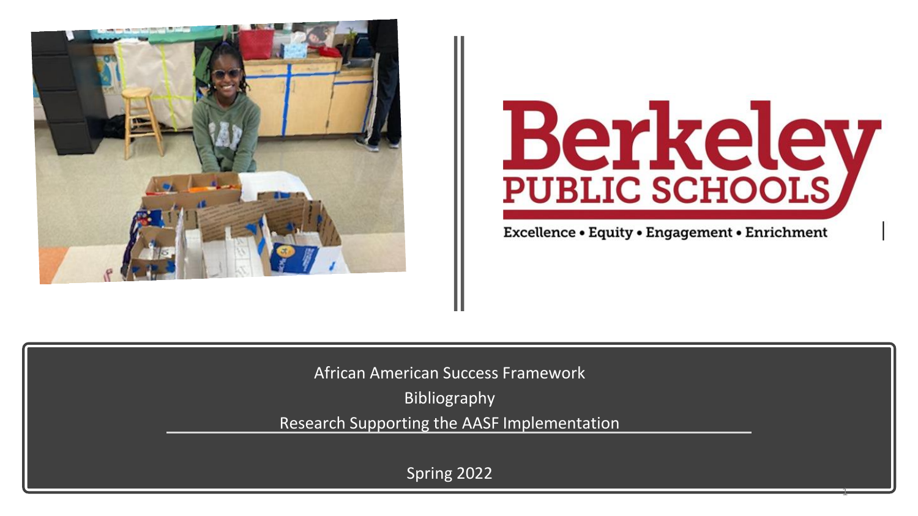Berkeley
PUBLIC SCHOOLS

Excellence • Equity • Engagement • Enrichment

# African American Success Framework

## Bibliography

## Research Supporting the AASF Implementation

Spring 2022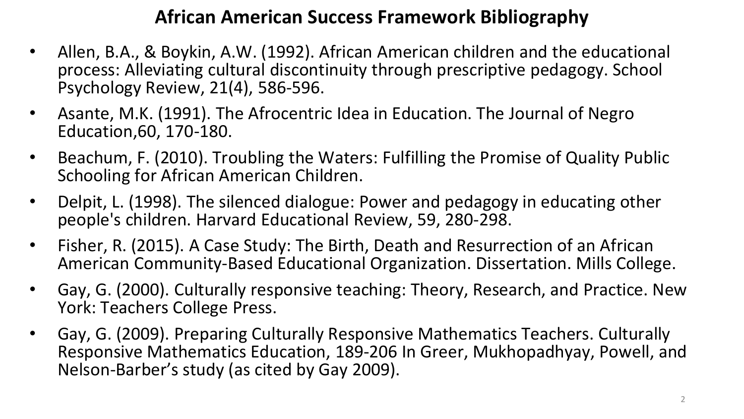# African American Success Framework Bibliography

- Allen, B.A., & Boykin, A.W. (1992). African American children and the educational process: Alleviating cultural discontinuity through prescriptive pedagogy. School Psychology Review, 21(4), 586-596.
- Asante, M.K. (1991). The Afrocentric Idea in Education. The Journal of Negro Education,60, 170-180.
- Beachum, F. (2010). Troubling the Waters: Fulfilling the Promise of Quality Public Schooling for African American Children.
- Delpit, L. (1998). The silenced dialogue: Power and pedagogy in educating other people's children. Harvard Educational Review, 59, 280-298.
- Fisher, R. (2015). A Case Study: The Birth, Death and Resurrection of an African American Community-Based Educational Organization. Dissertation. Mills College.
- Gay, G. (2000). Culturally responsive teaching: Theory, Research, and Practice. New York: Teachers College Press.
- Gay, G. (2009). Preparing Culturally Responsive Mathematics Teachers. Culturally Responsive Mathematics Education, 189-206 In Greer, Mukhopadhyay, Powell, and Nelson-Barber's study (as cited by Gay 2009).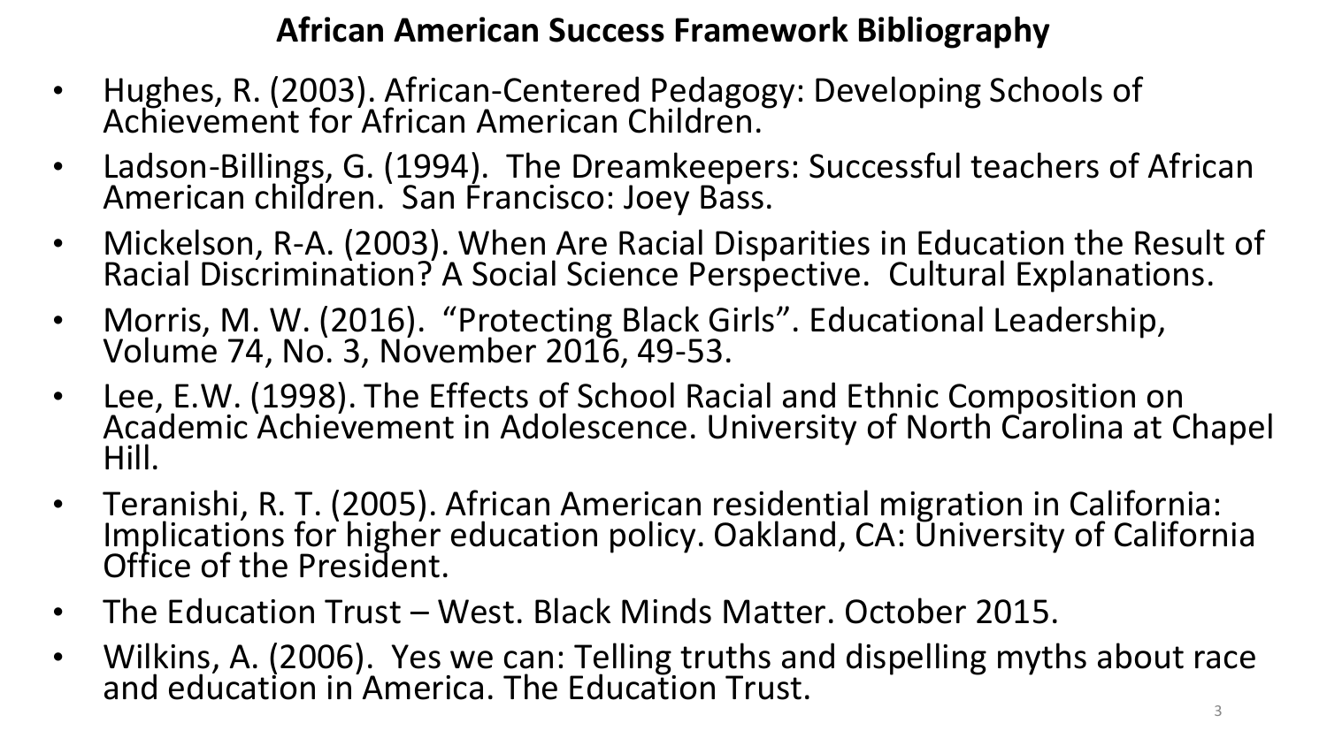# African American Success Framework Bibliography

- Hughes, R. (2003). African-Centered Pedagogy: Developing Schools of Achievement for African American Children.
- Ladson-Billings, G. (1994). The Dreamkeepers: Successful teachers of African American children. San Francisco: Joey Bass.
- Mickelson, R-A. (2003). When Are Racial Disparities in Education the Result of Racial Discrimination? A Social Science Perspective. Cultural Explanations.
- Morris, M. W. (2016). "Protecting Black Girls". Educational Leadership, Volume 74, No. 3, November 2016, 49-53.
- Lee, E.W. (1998). The Effects of School Racial and Ethnic Composition on Academic Achievement in Adolescence. University of North Carolina at Chapel Hill.
- Teranishi, R. T. (2005). African American residential migration in California: Implications for higher education policy. Oakland, CA: University of California Office of the President.
- The Education Trust – West. Black Minds Matter. October 2015.
- Wilkins, A. (2006). Yes we can: Telling truths and dispelling myths about race and education in America. The Education Trust.